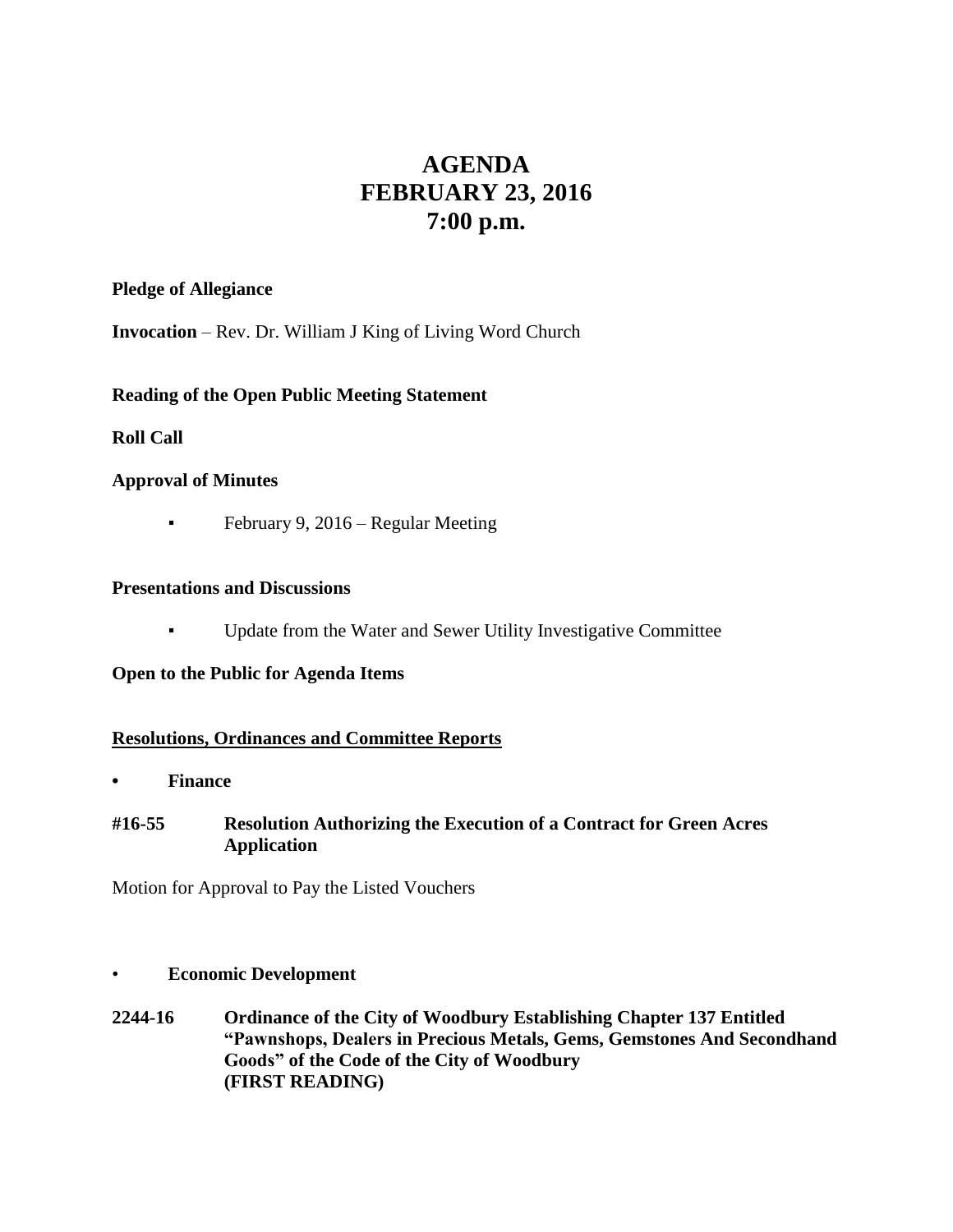# AGENDA
# FEBRUARY 23, 2016
# 7:00 p.m.

**Pledge of Allegiance**

**Invocation** – Rev. Dr. William J King of Living Word Church

**Reading of the Open Public Meeting Statement**

**Roll Call**

**Approval of Minutes**

- February 9, 2016 – Regular Meeting

**Presentations and Discussions**

- Update from the Water and Sewer Utility Investigative Committee

**Open to the Public for Agenda Items**

**<u>Resolutions, Ordinances and Committee Reports</u>**

- **Finance**

**#16-55 Resolution Authorizing the Execution of a Contract for Green Acres Application**

Motion for Approval to Pay the Listed Vouchers

- **Economic Development**

**2244-16 Ordinance of the City of Woodbury Establishing Chapter 137 Entitled "Pawnshops, Dealers in Precious Metals, Gems, Gemstones And Secondhand Goods" of the Code of the City of Woodbury (FIRST READING)**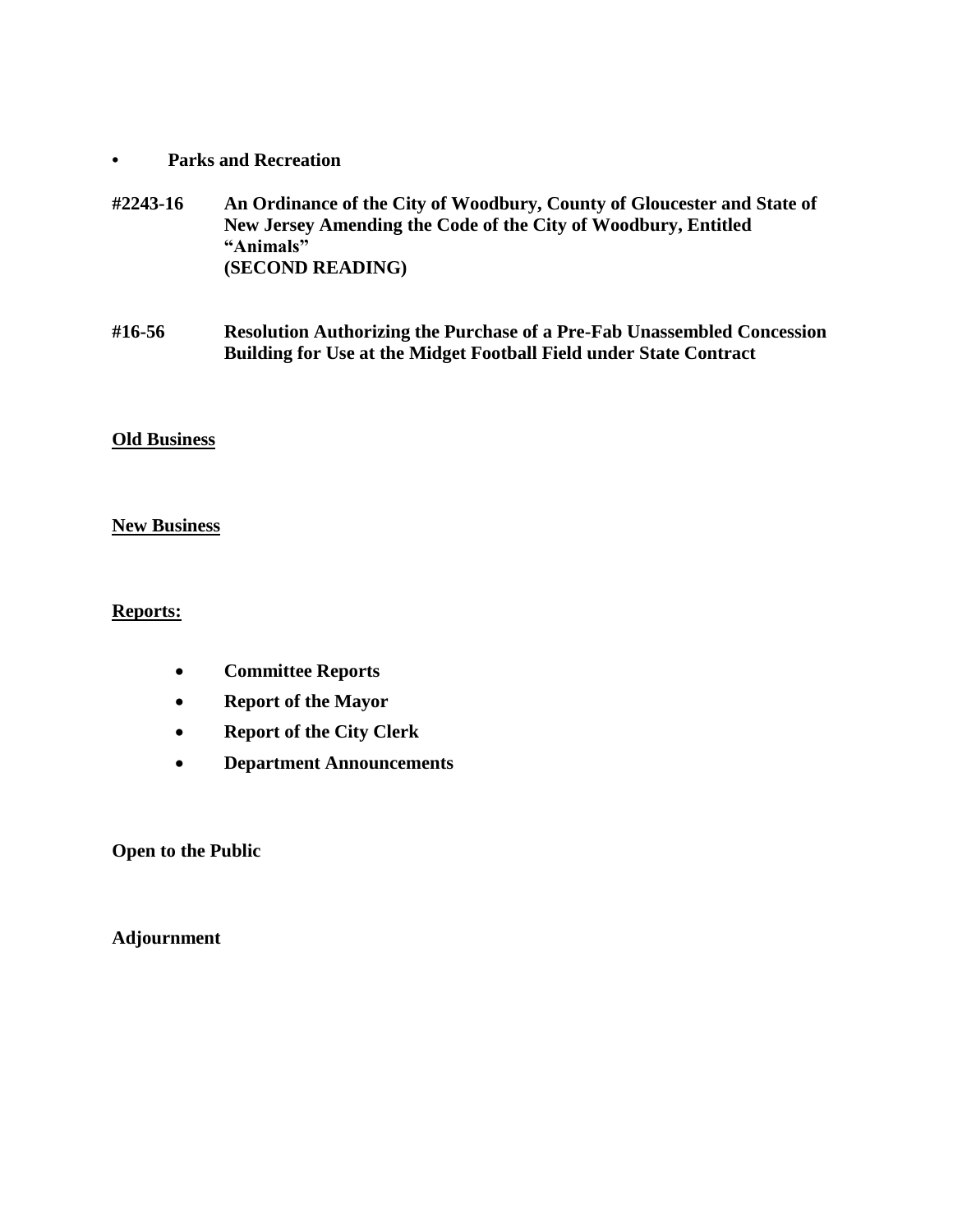- **Parks and Recreation**

**#2243-16** **An Ordinance of the City of Woodbury, County of Gloucester and State of New Jersey Amending the Code of the City of Woodbury, Entitled "Animals" (SECOND READING)**

**#16-56** **Resolution Authorizing the Purchase of a Pre-Fab Unassembled Concession Building for Use at the Midget Football Field under State Contract**

**Old Business**

**New Business**

**Reports:**

- **Committee Reports**
- **Report of the Mayor**
- **Report of the City Clerk**
- **Department Announcements**

**Open to the Public**

**Adjournment**